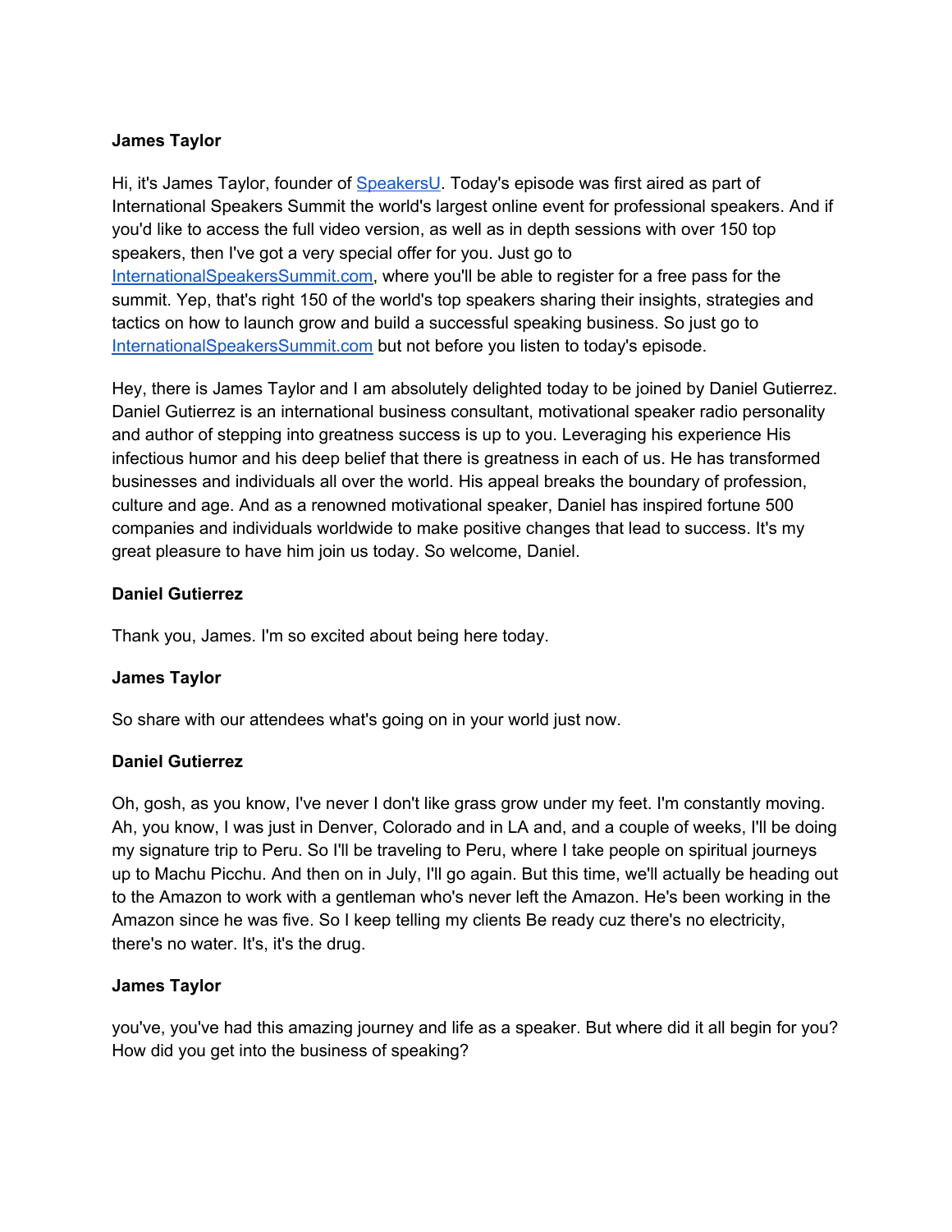**James Taylor**

Hi, it's James Taylor, founder of [SpeakersU](). Today's episode was first aired as part of International Speakers Summit the world's largest online event for professional speakers. And if you'd like to access the full video version, as well as in depth sessions with over 150 top speakers, then I've got a very special offer for you. Just go to [InternationalSpeakersSummit.com](), where you'll be able to register for a free pass for the summit. Yep, that's right 150 of the world's top speakers sharing their insights, strategies and tactics on how to launch grow and build a successful speaking business. So just go to [InternationalSpeakersSummit.com]() but not before you listen to today's episode.

Hey, there is James Taylor and I am absolutely delighted today to be joined by Daniel Gutierrez. Daniel Gutierrez is an international business consultant, motivational speaker radio personality and author of stepping into greatness success is up to you. Leveraging his experience His infectious humor and his deep belief that there is greatness in each of us. He has transformed businesses and individuals all over the world. His appeal breaks the boundary of profession, culture and age. And as a renowned motivational speaker, Daniel has inspired fortune 500 companies and individuals worldwide to make positive changes that lead to success. It's my great pleasure to have him join us today. So welcome, Daniel.

**Daniel Gutierrez**

Thank you, James. I'm so excited about being here today.

**James Taylor**

So share with our attendees what's going on in your world just now.

**Daniel Gutierrez**

Oh, gosh, as you know, I've never I don't like grass grow under my feet. I'm constantly moving. Ah, you know, I was just in Denver, Colorado and in LA and, and a couple of weeks, I'll be doing my signature trip to Peru. So I'll be traveling to Peru, where I take people on spiritual journeys up to Machu Picchu. And then on in July, I'll go again. But this time, we'll actually be heading out to the Amazon to work with a gentleman who's never left the Amazon. He's been working in the Amazon since he was five. So I keep telling my clients Be ready cuz there's no electricity, there's no water. It's, it's the drug.

**James Taylor**

you've, you've had this amazing journey and life as a speaker. But where did it all begin for you? How did you get into the business of speaking?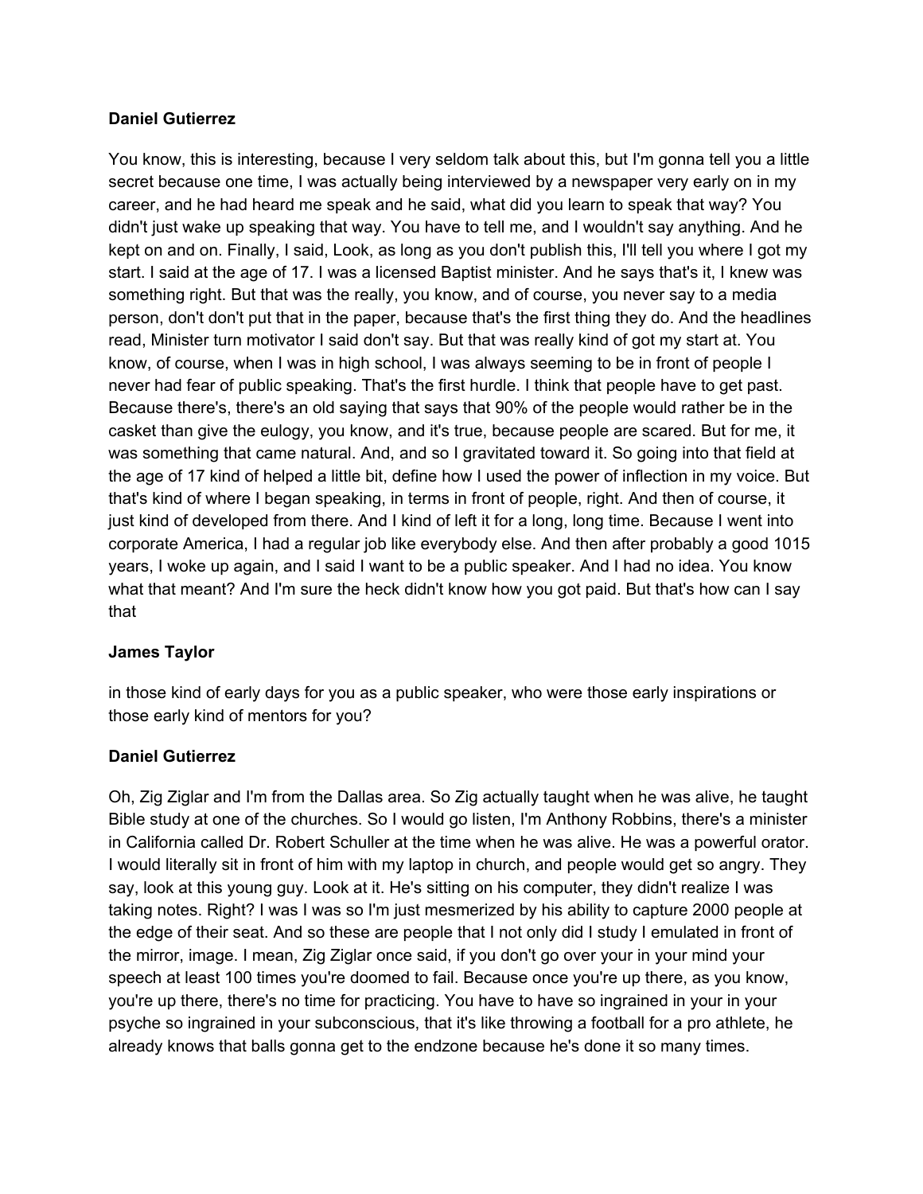**Daniel Gutierrez**

You know, this is interesting, because I very seldom talk about this, but I'm gonna tell you a little secret because one time, I was actually being interviewed by a newspaper very early on in my career, and he had heard me speak and he said, what did you learn to speak that way? You didn't just wake up speaking that way. You have to tell me, and I wouldn't say anything. And he kept on and on. Finally, I said, Look, as long as you don't publish this, I'll tell you where I got my start. I said at the age of 17. I was a licensed Baptist minister. And he says that's it, I knew was something right. But that was the really, you know, and of course, you never say to a media person, don't don't put that in the paper, because that's the first thing they do. And the headlines read, Minister turn motivator I said don't say. But that was really kind of got my start at. You know, of course, when I was in high school, I was always seeming to be in front of people I never had fear of public speaking. That's the first hurdle. I think that people have to get past. Because there's, there's an old saying that says that 90% of the people would rather be in the casket than give the eulogy, you know, and it's true, because people are scared. But for me, it was something that came natural. And, and so I gravitated toward it. So going into that field at the age of 17 kind of helped a little bit, define how I used the power of inflection in my voice. But that's kind of where I began speaking, in terms in front of people, right. And then of course, it just kind of developed from there. And I kind of left it for a long, long time. Because I went into corporate America, I had a regular job like everybody else. And then after probably a good 1015 years, I woke up again, and I said I want to be a public speaker. And I had no idea. You know what that meant? And I'm sure the heck didn't know how you got paid. But that's how can I say that

**James Taylor**

in those kind of early days for you as a public speaker, who were those early inspirations or those early kind of mentors for you?

**Daniel Gutierrez**

Oh, Zig Ziglar and I'm from the Dallas area. So Zig actually taught when he was alive, he taught Bible study at one of the churches. So I would go listen, I'm Anthony Robbins, there's a minister in California called Dr. Robert Schuller at the time when he was alive. He was a powerful orator. I would literally sit in front of him with my laptop in church, and people would get so angry. They say, look at this young guy. Look at it. He's sitting on his computer, they didn't realize I was taking notes. Right? I was I was so I'm just mesmerized by his ability to capture 2000 people at the edge of their seat. And so these are people that I not only did I study I emulated in front of the mirror, image. I mean, Zig Ziglar once said, if you don't go over your in your mind your speech at least 100 times you're doomed to fail. Because once you're up there, as you know, you're up there, there's no time for practicing. You have to have so ingrained in your in your psyche so ingrained in your subconscious, that it's like throwing a football for a pro athlete, he already knows that balls gonna get to the endzone because he's done it so many times.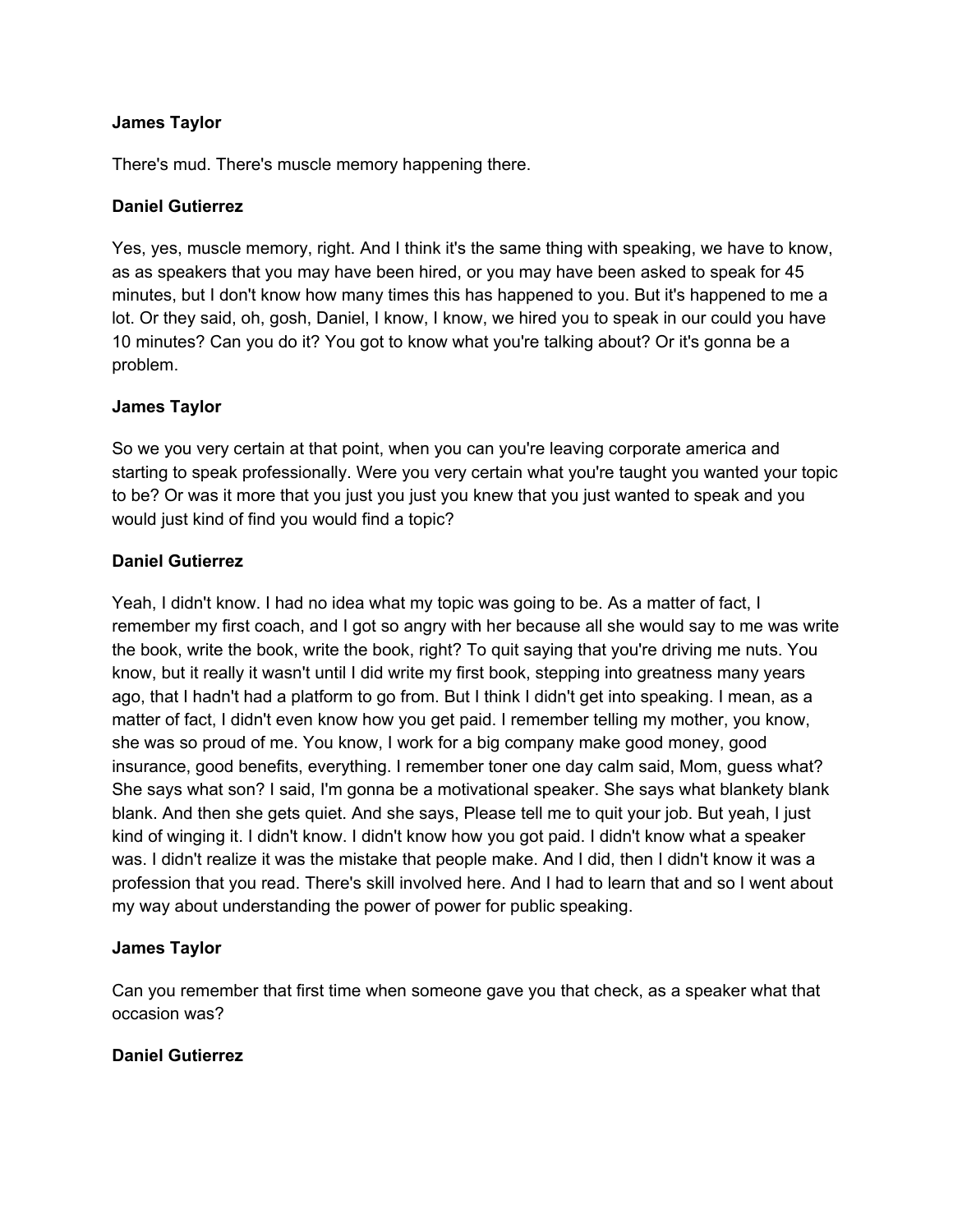**James Taylor**

There's mud. There's muscle memory happening there.

**Daniel Gutierrez**

Yes, yes, muscle memory, right. And I think it's the same thing with speaking, we have to know, as as speakers that you may have been hired, or you may have been asked to speak for 45 minutes, but I don't know how many times this has happened to you. But it's happened to me a lot. Or they said, oh, gosh, Daniel, I know, I know, we hired you to speak in our could you have 10 minutes? Can you do it? You got to know what you're talking about? Or it's gonna be a problem.

**James Taylor**

So we you very certain at that point, when you can you're leaving corporate america and starting to speak professionally. Were you very certain what you're taught you wanted your topic to be? Or was it more that you just you just you knew that you just wanted to speak and you would just kind of find you would find a topic?

**Daniel Gutierrez**

Yeah, I didn't know. I had no idea what my topic was going to be. As a matter of fact, I remember my first coach, and I got so angry with her because all she would say to me was write the book, write the book, write the book, right? To quit saying that you're driving me nuts. You know, but it really it wasn't until I did write my first book, stepping into greatness many years ago, that I hadn't had a platform to go from. But I think I didn't get into speaking. I mean, as a matter of fact, I didn't even know how you get paid. I remember telling my mother, you know, she was so proud of me. You know, I work for a big company make good money, good insurance, good benefits, everything. I remember toner one day calm said, Mom, guess what? She says what son? I said, I'm gonna be a motivational speaker. She says what blankety blank blank. And then she gets quiet. And she says, Please tell me to quit your job. But yeah, I just kind of winging it. I didn't know. I didn't know how you got paid. I didn't know what a speaker was. I didn't realize it was the mistake that people make. And I did, then I didn't know it was a profession that you read. There's skill involved here. And I had to learn that and so I went about my way about understanding the power of power for public speaking.

**James Taylor**

Can you remember that first time when someone gave you that check, as a speaker what that occasion was?

**Daniel Gutierrez**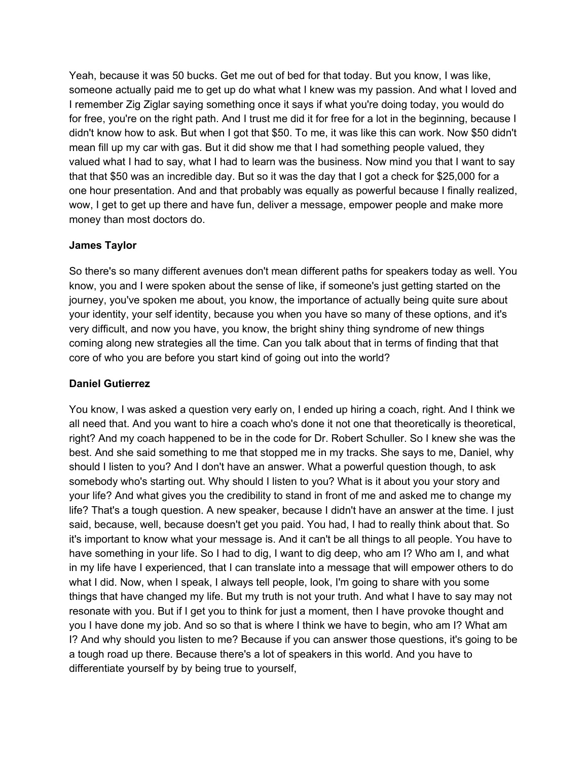Yeah, because it was 50 bucks. Get me out of bed for that today. But you know, I was like, someone actually paid me to get up do what what I knew was my passion. And what I loved and I remember Zig Ziglar saying something once it says if what you're doing today, you would do for free, you're on the right path. And I trust me did it for free for a lot in the beginning, because I didn't know how to ask. But when I got that $50. To me, it was like this can work. Now $50 didn't mean fill up my car with gas. But it did show me that I had something people valued, they valued what I had to say, what I had to learn was the business. Now mind you that I want to say that that $50 was an incredible day. But so it was the day that I got a check for $25,000 for a one hour presentation. And and that probably was equally as powerful because I finally realized, wow, I get to get up there and have fun, deliver a message, empower people and make more money than most doctors do.

**James Taylor**

So there's so many different avenues don't mean different paths for speakers today as well. You know, you and I were spoken about the sense of like, if someone's just getting started on the journey, you've spoken me about, you know, the importance of actually being quite sure about your identity, your self identity, because you when you have so many of these options, and it's very difficult, and now you have, you know, the bright shiny thing syndrome of new things coming along new strategies all the time. Can you talk about that in terms of finding that that core of who you are before you start kind of going out into the world?

**Daniel Gutierrez**

You know, I was asked a question very early on, I ended up hiring a coach, right. And I think we all need that. And you want to hire a coach who's done it not one that theoretically is theoretical, right? And my coach happened to be in the code for Dr. Robert Schuller. So I knew she was the best. And she said something to me that stopped me in my tracks. She says to me, Daniel, why should I listen to you? And I don't have an answer. What a powerful question though, to ask somebody who's starting out. Why should I listen to you? What is it about you your story and your life? And what gives you the credibility to stand in front of me and asked me to change my life? That's a tough question. A new speaker, because I didn't have an answer at the time. I just said, because, well, because doesn't get you paid. You had, I had to really think about that. So it's important to know what your message is. And it can't be all things to all people. You have to have something in your life. So I had to dig, I want to dig deep, who am I? Who am I, and what in my life have I experienced, that I can translate into a message that will empower others to do what I did. Now, when I speak, I always tell people, look, I'm going to share with you some things that have changed my life. But my truth is not your truth. And what I have to say may not resonate with you. But if I get you to think for just a moment, then I have provoke thought and you I have done my job. And so so that is where I think we have to begin, who am I? What am I? And why should you listen to me? Because if you can answer those questions, it's going to be a tough road up there. Because there's a lot of speakers in this world. And you have to differentiate yourself by by being true to yourself,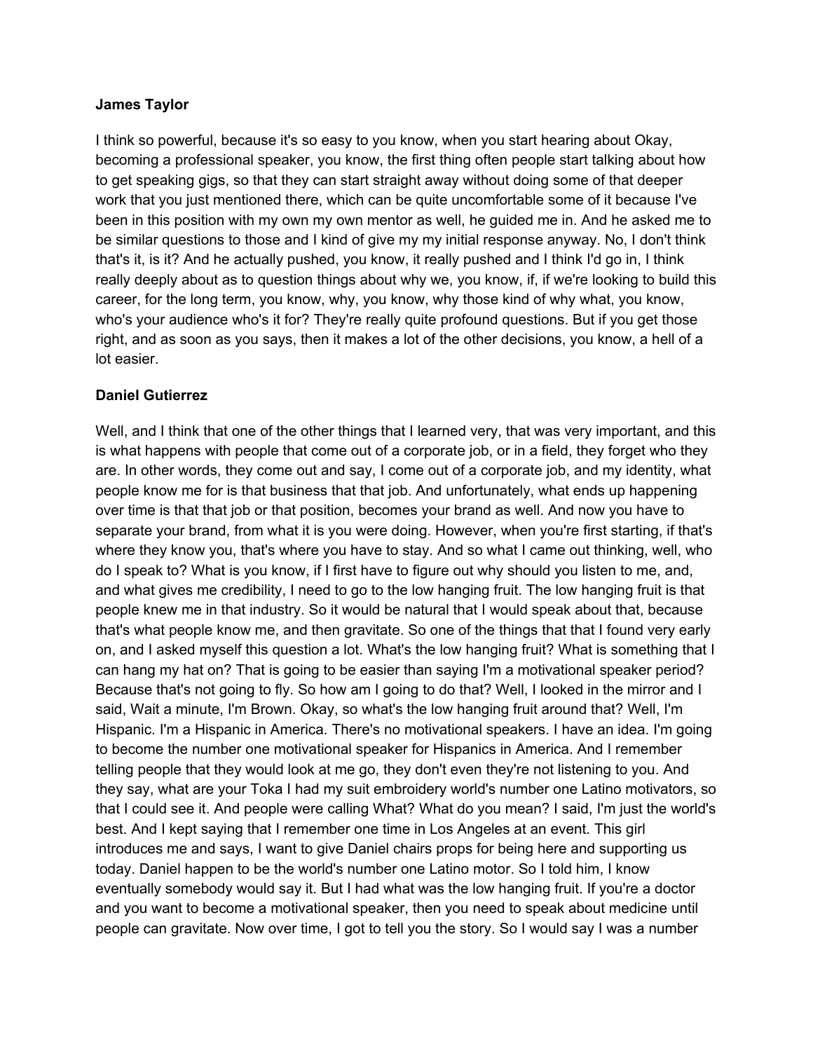**James Taylor**

I think so powerful, because it's so easy to you know, when you start hearing about Okay, becoming a professional speaker, you know, the first thing often people start talking about how to get speaking gigs, so that they can start straight away without doing some of that deeper work that you just mentioned there, which can be quite uncomfortable some of it because I've been in this position with my own my own mentor as well, he guided me in. And he asked me to be similar questions to those and I kind of give my my initial response anyway. No, I don't think that's it, is it? And he actually pushed, you know, it really pushed and I think I'd go in, I think really deeply about as to question things about why we, you know, if, if we're looking to build this career, for the long term, you know, why, you know, why those kind of why what, you know, who's your audience who's it for? They're really quite profound questions. But if you get those right, and as soon as you says, then it makes a lot of the other decisions, you know, a hell of a lot easier.

**Daniel Gutierrez**

Well, and I think that one of the other things that I learned very, that was very important, and this is what happens with people that come out of a corporate job, or in a field, they forget who they are. In other words, they come out and say, I come out of a corporate job, and my identity, what people know me for is that business that that job. And unfortunately, what ends up happening over time is that that job or that position, becomes your brand as well. And now you have to separate your brand, from what it is you were doing. However, when you're first starting, if that's where they know you, that's where you have to stay. And so what I came out thinking, well, who do I speak to? What is you know, if I first have to figure out why should you listen to me, and, and what gives me credibility, I need to go to the low hanging fruit. The low hanging fruit is that people knew me in that industry. So it would be natural that I would speak about that, because that's what people know me, and then gravitate. So one of the things that that I found very early on, and I asked myself this question a lot. What's the low hanging fruit? What is something that I can hang my hat on? That is going to be easier than saying I'm a motivational speaker period? Because that's not going to fly. So how am I going to do that? Well, I looked in the mirror and I said, Wait a minute, I'm Brown. Okay, so what's the low hanging fruit around that? Well, I'm Hispanic. I'm a Hispanic in America. There's no motivational speakers. I have an idea. I'm going to become the number one motivational speaker for Hispanics in America. And I remember telling people that they would look at me go, they don't even they're not listening to you. And they say, what are your Toka I had my suit embroidery world's number one Latino motivators, so that I could see it. And people were calling What? What do you mean? I said, I'm just the world's best. And I kept saying that I remember one time in Los Angeles at an event. This girl introduces me and says, I want to give Daniel chairs props for being here and supporting us today. Daniel happen to be the world's number one Latino motor. So I told him, I know eventually somebody would say it. But I had what was the low hanging fruit. If you're a doctor and you want to become a motivational speaker, then you need to speak about medicine until people can gravitate. Now over time, I got to tell you the story. So I would say I was a number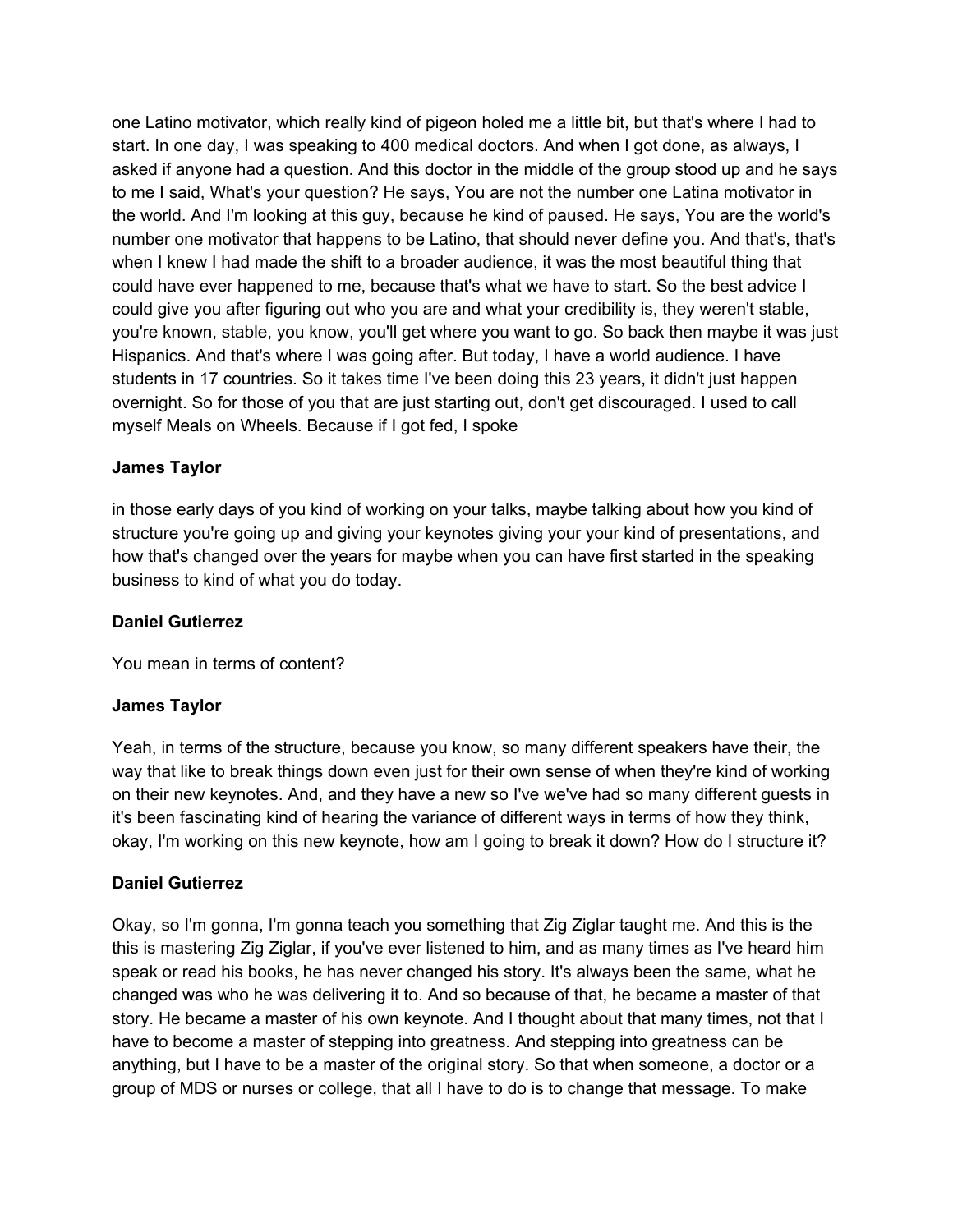one Latino motivator, which really kind of pigeon holed me a little bit, but that's where I had to start. In one day, I was speaking to 400 medical doctors. And when I got done, as always, I asked if anyone had a question. And this doctor in the middle of the group stood up and he says to me I said, What's your question? He says, You are not the number one Latina motivator in the world. And I'm looking at this guy, because he kind of paused. He says, You are the world's number one motivator that happens to be Latino, that should never define you. And that's, that's when I knew I had made the shift to a broader audience, it was the most beautiful thing that could have ever happened to me, because that's what we have to start. So the best advice I could give you after figuring out who you are and what your credibility is, they weren't stable, you're known, stable, you know, you'll get where you want to go. So back then maybe it was just Hispanics. And that's where I was going after. But today, I have a world audience. I have students in 17 countries. So it takes time I've been doing this 23 years, it didn't just happen overnight. So for those of you that are just starting out, don't get discouraged. I used to call myself Meals on Wheels. Because if I got fed, I spoke

**James Taylor**

in those early days of you kind of working on your talks, maybe talking about how you kind of structure you're going up and giving your keynotes giving your your kind of presentations, and how that's changed over the years for maybe when you can have first started in the speaking business to kind of what you do today.

**Daniel Gutierrez**

You mean in terms of content?

**James Taylor**

Yeah, in terms of the structure, because you know, so many different speakers have their, the way that like to break things down even just for their own sense of when they're kind of working on their new keynotes. And, and they have a new so I've we've had so many different guests in it's been fascinating kind of hearing the variance of different ways in terms of how they think, okay, I'm working on this new keynote, how am I going to break it down? How do I structure it?

**Daniel Gutierrez**

Okay, so I'm gonna, I'm gonna teach you something that Zig Ziglar taught me. And this is the this is mastering Zig Ziglar, if you've ever listened to him, and as many times as I've heard him speak or read his books, he has never changed his story. It's always been the same, what he changed was who he was delivering it to. And so because of that, he became a master of that story. He became a master of his own keynote. And I thought about that many times, not that I have to become a master of stepping into greatness. And stepping into greatness can be anything, but I have to be a master of the original story. So that when someone, a doctor or a group of MDS or nurses or college, that all I have to do is to change that message. To make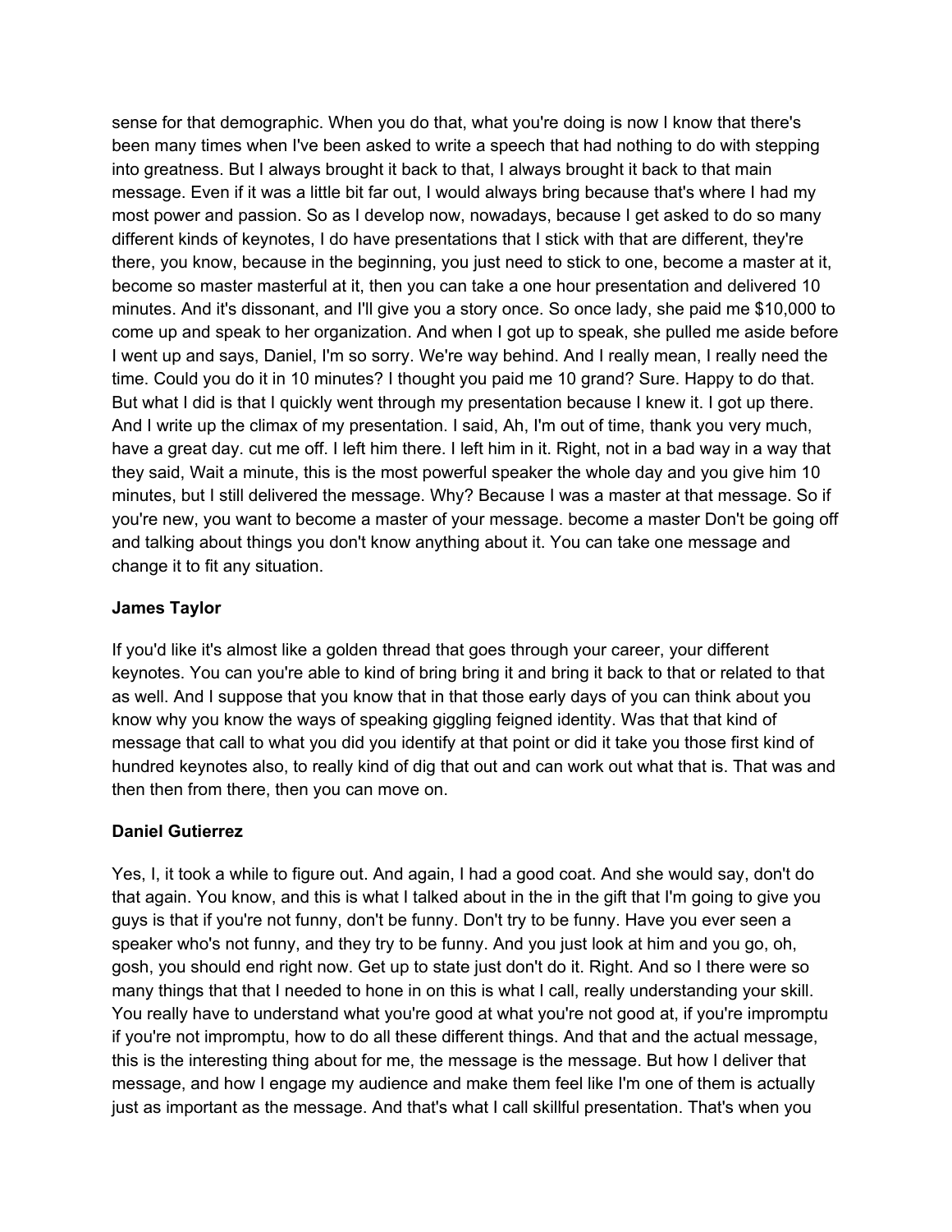sense for that demographic. When you do that, what you're doing is now I know that there's been many times when I've been asked to write a speech that had nothing to do with stepping into greatness. But I always brought it back to that, I always brought it back to that main message. Even if it was a little bit far out, I would always bring because that's where I had my most power and passion. So as I develop now, nowadays, because I get asked to do so many different kinds of keynotes, I do have presentations that I stick with that are different, they're there, you know, because in the beginning, you just need to stick to one, become a master at it, become so master masterful at it, then you can take a one hour presentation and delivered 10 minutes. And it's dissonant, and I'll give you a story once. So once lady, she paid me $10,000 to come up and speak to her organization. And when I got up to speak, she pulled me aside before I went up and says, Daniel, I'm so sorry. We're way behind. And I really mean, I really need the time. Could you do it in 10 minutes? I thought you paid me 10 grand? Sure. Happy to do that. But what I did is that I quickly went through my presentation because I knew it. I got up there. And I write up the climax of my presentation. I said, Ah, I'm out of time, thank you very much, have a great day. cut me off. I left him there. I left him in it. Right, not in a bad way in a way that they said, Wait a minute, this is the most powerful speaker the whole day and you give him 10 minutes, but I still delivered the message. Why? Because I was a master at that message. So if you're new, you want to become a master of your message. become a master Don't be going off and talking about things you don't know anything about it. You can take one message and change it to fit any situation.

**James Taylor**

If you'd like it's almost like a golden thread that goes through your career, your different keynotes. You can you're able to kind of bring bring it and bring it back to that or related to that as well. And I suppose that you know that in that those early days of you can think about you know why you know the ways of speaking giggling feigned identity. Was that that kind of message that call to what you did you identify at that point or did it take you those first kind of hundred keynotes also, to really kind of dig that out and can work out what that is. That was and then then from there, then you can move on.

**Daniel Gutierrez**

Yes, I, it took a while to figure out. And again, I had a good coat. And she would say, don't do that again. You know, and this is what I talked about in the in the gift that I'm going to give you guys is that if you're not funny, don't be funny. Don't try to be funny. Have you ever seen a speaker who's not funny, and they try to be funny. And you just look at him and you go, oh, gosh, you should end right now. Get up to state just don't do it. Right. And so I there were so many things that that I needed to hone in on this is what I call, really understanding your skill. You really have to understand what you're good at what you're not good at, if you're impromptu if you're not impromptu, how to do all these different things. And that and the actual message, this is the interesting thing about for me, the message is the message. But how I deliver that message, and how I engage my audience and make them feel like I'm one of them is actually just as important as the message. And that's what I call skillful presentation. That's when you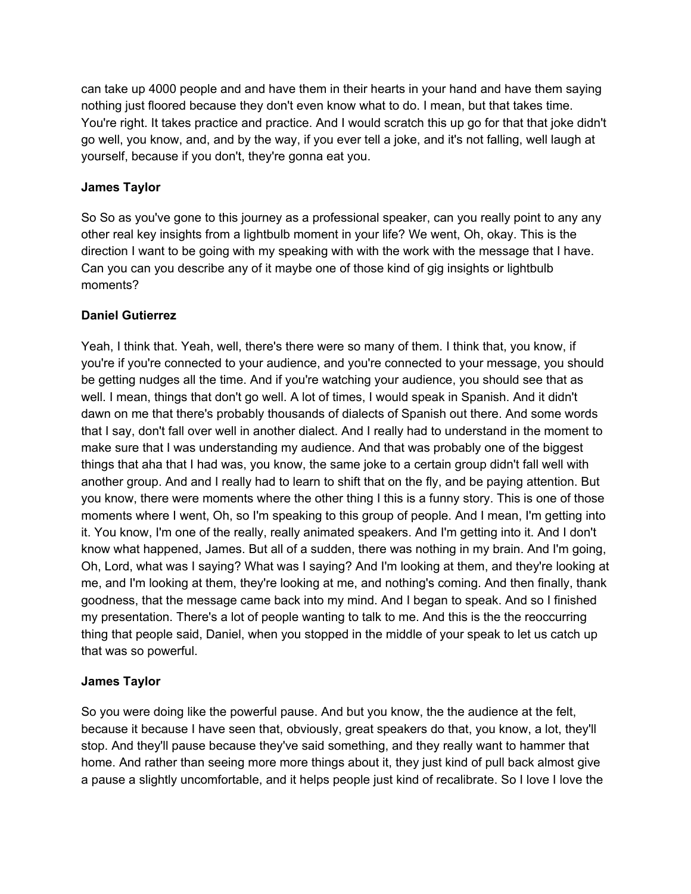can take up 4000 people and and have them in their hearts in your hand and have them saying nothing just floored because they don't even know what to do. I mean, but that takes time. You're right. It takes practice and practice. And I would scratch this up go for that that joke didn't go well, you know, and, and by the way, if you ever tell a joke, and it's not falling, well laugh at yourself, because if you don't, they're gonna eat you.

**James Taylor**

So So as you've gone to this journey as a professional speaker, can you really point to any any other real key insights from a lightbulb moment in your life? We went, Oh, okay. This is the direction I want to be going with my speaking with with the work with the message that I have. Can you can you describe any of it maybe one of those kind of gig insights or lightbulb moments?

**Daniel Gutierrez**

Yeah, I think that. Yeah, well, there's there were so many of them. I think that, you know, if you're if you're connected to your audience, and you're connected to your message, you should be getting nudges all the time. And if you're watching your audience, you should see that as well. I mean, things that don't go well. A lot of times, I would speak in Spanish. And it didn't dawn on me that there's probably thousands of dialects of Spanish out there. And some words that I say, don't fall over well in another dialect. And I really had to understand in the moment to make sure that I was understanding my audience. And that was probably one of the biggest things that aha that I had was, you know, the same joke to a certain group didn't fall well with another group. And and I really had to learn to shift that on the fly, and be paying attention. But you know, there were moments where the other thing I this is a funny story. This is one of those moments where I went, Oh, so I'm speaking to this group of people. And I mean, I'm getting into it. You know, I'm one of the really, really animated speakers. And I'm getting into it. And I don't know what happened, James. But all of a sudden, there was nothing in my brain. And I'm going, Oh, Lord, what was I saying? What was I saying? And I'm looking at them, and they're looking at me, and I'm looking at them, they're looking at me, and nothing's coming. And then finally, thank goodness, that the message came back into my mind. And I began to speak. And so I finished my presentation. There's a lot of people wanting to talk to me. And this is the the reoccurring thing that people said, Daniel, when you stopped in the middle of your speak to let us catch up that was so powerful.

**James Taylor**

So you were doing like the powerful pause. And but you know, the the audience at the felt, because it because I have seen that, obviously, great speakers do that, you know, a lot, they'll stop. And they'll pause because they've said something, and they really want to hammer that home. And rather than seeing more more things about it, they just kind of pull back almost give a pause a slightly uncomfortable, and it helps people just kind of recalibrate. So I love I love the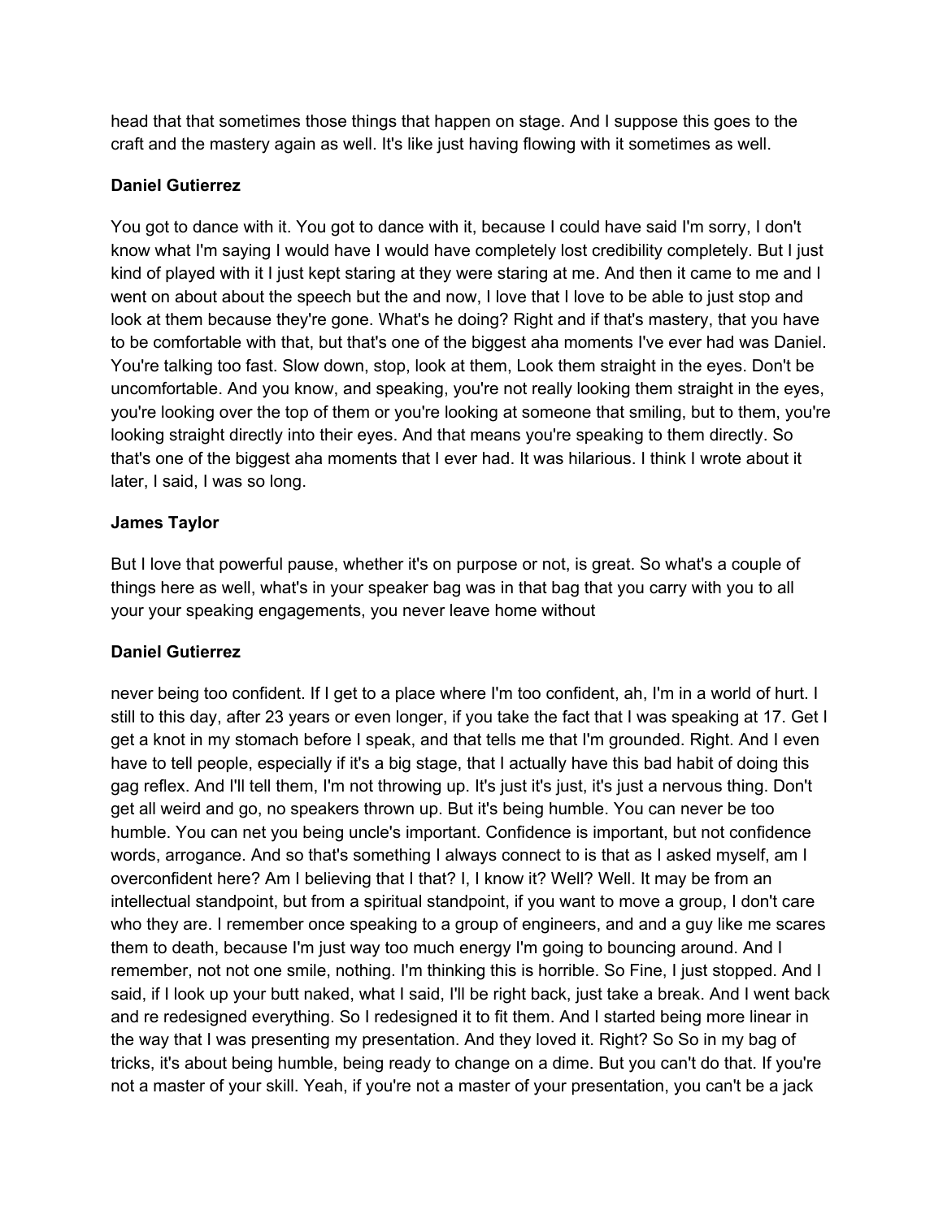head that that sometimes those things that happen on stage. And I suppose this goes to the craft and the mastery again as well. It's like just having flowing with it sometimes as well.

**Daniel Gutierrez**

You got to dance with it. You got to dance with it, because I could have said I'm sorry, I don't know what I'm saying I would have I would have completely lost credibility completely. But I just kind of played with it I just kept staring at they were staring at me. And then it came to me and I went on about about the speech but the and now, I love that I love to be able to just stop and look at them because they're gone. What's he doing? Right and if that's mastery, that you have to be comfortable with that, but that's one of the biggest aha moments I've ever had was Daniel. You're talking too fast. Slow down, stop, look at them, Look them straight in the eyes. Don't be uncomfortable. And you know, and speaking, you're not really looking them straight in the eyes, you're looking over the top of them or you're looking at someone that smiling, but to them, you're looking straight directly into their eyes. And that means you're speaking to them directly. So that's one of the biggest aha moments that I ever had. It was hilarious. I think I wrote about it later, I said, I was so long.

**James Taylor**

But I love that powerful pause, whether it's on purpose or not, is great. So what's a couple of things here as well, what's in your speaker bag was in that bag that you carry with you to all your your speaking engagements, you never leave home without

**Daniel Gutierrez**

never being too confident. If I get to a place where I'm too confident, ah, I'm in a world of hurt. I still to this day, after 23 years or even longer, if you take the fact that I was speaking at 17. Get I get a knot in my stomach before I speak, and that tells me that I'm grounded. Right. And I even have to tell people, especially if it's a big stage, that I actually have this bad habit of doing this gag reflex. And I'll tell them, I'm not throwing up. It's just it's just, it's just a nervous thing. Don't get all weird and go, no speakers thrown up. But it's being humble. You can never be too humble. You can net you being uncle's important. Confidence is important, but not confidence words, arrogance. And so that's something I always connect to is that as I asked myself, am I overconfident here? Am I believing that I that? I, I know it? Well? Well. It may be from an intellectual standpoint, but from a spiritual standpoint, if you want to move a group, I don't care who they are. I remember once speaking to a group of engineers, and and a guy like me scares them to death, because I'm just way too much energy I'm going to bouncing around. And I remember, not not one smile, nothing. I'm thinking this is horrible. So Fine, I just stopped. And I said, if I look up your butt naked, what I said, I'll be right back, just take a break. And I went back and re redesigned everything. So I redesigned it to fit them. And I started being more linear in the way that I was presenting my presentation. And they loved it. Right? So So in my bag of tricks, it's about being humble, being ready to change on a dime. But you can't do that. If you're not a master of your skill. Yeah, if you're not a master of your presentation, you can't be a jack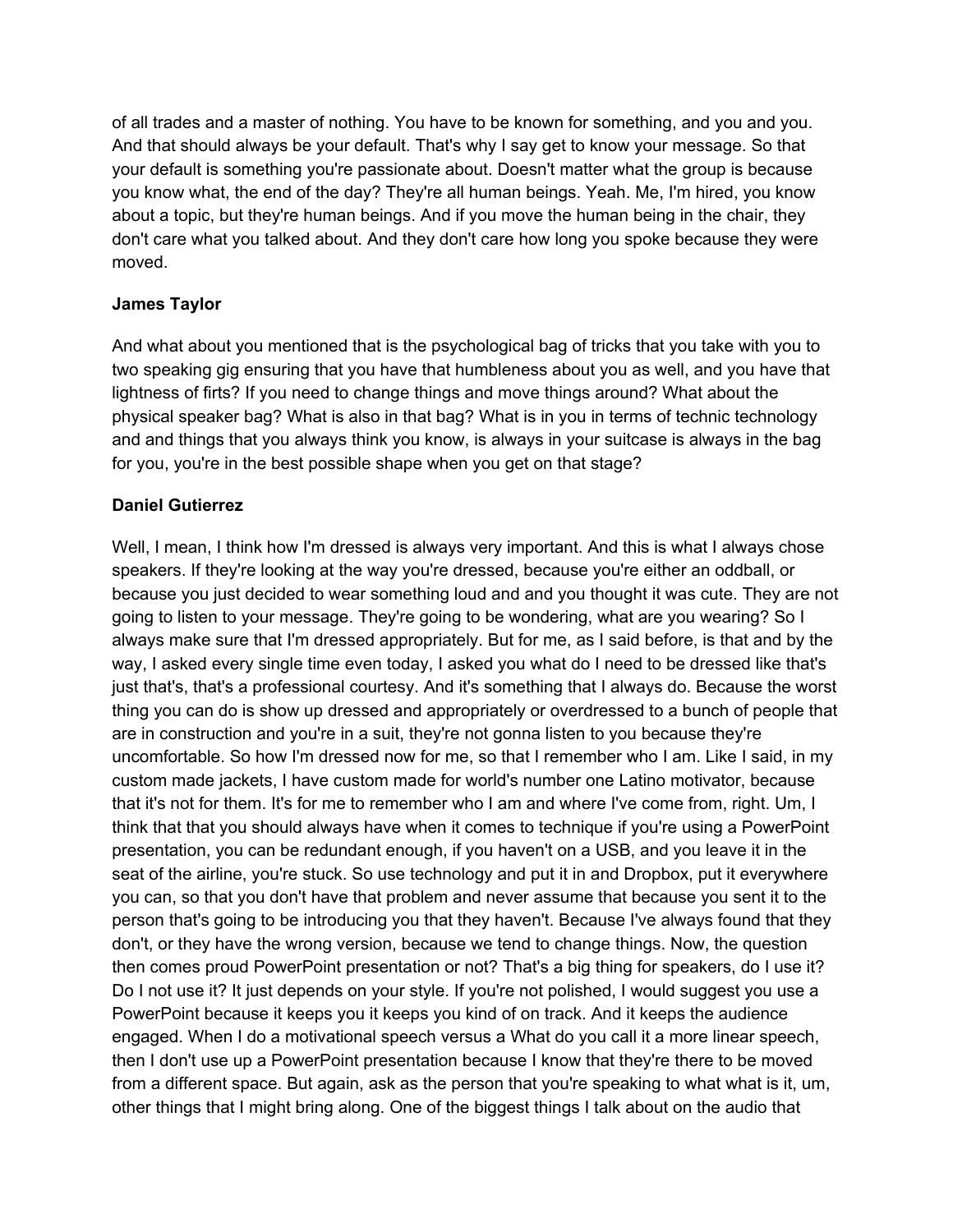of all trades and a master of nothing. You have to be known for something, and you and you. And that should always be your default. That's why I say get to know your message. So that your default is something you're passionate about. Doesn't matter what the group is because you know what, the end of the day? They're all human beings. Yeah. Me, I'm hired, you know about a topic, but they're human beings. And if you move the human being in the chair, they don't care what you talked about. And they don't care how long you spoke because they were moved.

**James Taylor**

And what about you mentioned that is the psychological bag of tricks that you take with you to two speaking gig ensuring that you have that humbleness about you as well, and you have that lightness of firts? If you need to change things and move things around? What about the physical speaker bag? What is also in that bag? What is in you in terms of technic technology and and things that you always think you know, is always in your suitcase is always in the bag for you, you're in the best possible shape when you get on that stage?

**Daniel Gutierrez**

Well, I mean, I think how I'm dressed is always very important. And this is what I always chose speakers. If they're looking at the way you're dressed, because you're either an oddball, or because you just decided to wear something loud and and you thought it was cute. They are not going to listen to your message. They're going to be wondering, what are you wearing? So I always make sure that I'm dressed appropriately. But for me, as I said before, is that and by the way, I asked every single time even today, I asked you what do I need to be dressed like that's just that's, that's a professional courtesy. And it's something that I always do. Because the worst thing you can do is show up dressed and appropriately or overdressed to a bunch of people that are in construction and you're in a suit, they're not gonna listen to you because they're uncomfortable. So how I'm dressed now for me, so that I remember who I am. Like I said, in my custom made jackets, I have custom made for world's number one Latino motivator, because that it's not for them. It's for me to remember who I am and where I've come from, right. Um, I think that that you should always have when it comes to technique if you're using a PowerPoint presentation, you can be redundant enough, if you haven't on a USB, and you leave it in the seat of the airline, you're stuck. So use technology and put it in and Dropbox, put it everywhere you can, so that you don't have that problem and never assume that because you sent it to the person that's going to be introducing you that they haven't. Because I've always found that they don't, or they have the wrong version, because we tend to change things. Now, the question then comes proud PowerPoint presentation or not? That's a big thing for speakers, do I use it? Do I not use it? It just depends on your style. If you're not polished, I would suggest you use a PowerPoint because it keeps you it keeps you kind of on track. And it keeps the audience engaged. When I do a motivational speech versus a What do you call it a more linear speech, then I don't use up a PowerPoint presentation because I know that they're there to be moved from a different space. But again, ask as the person that you're speaking to what what is it, um, other things that I might bring along. One of the biggest things I talk about on the audio that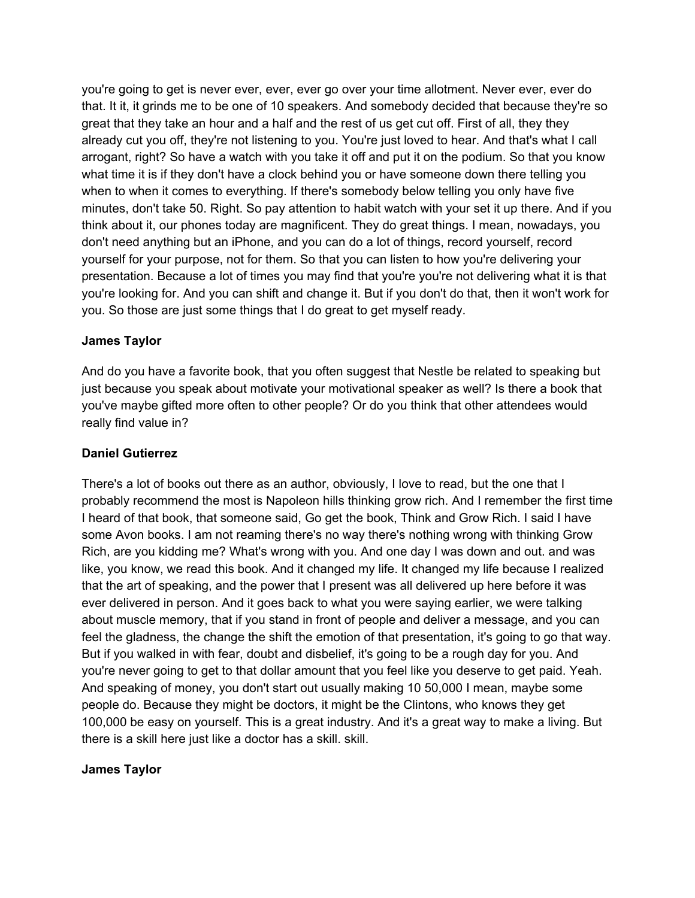you're going to get is never ever, ever, ever go over your time allotment. Never ever, ever do that. It it, it grinds me to be one of 10 speakers. And somebody decided that because they're so great that they take an hour and a half and the rest of us get cut off. First of all, they they already cut you off, they're not listening to you. You're just loved to hear. And that's what I call arrogant, right? So have a watch with you take it off and put it on the podium. So that you know what time it is if they don't have a clock behind you or have someone down there telling you when to when it comes to everything. If there's somebody below telling you only have five minutes, don't take 50. Right. So pay attention to habit watch with your set it up there. And if you think about it, our phones today are magnificent. They do great things. I mean, nowadays, you don't need anything but an iPhone, and you can do a lot of things, record yourself, record yourself for your purpose, not for them. So that you can listen to how you're delivering your presentation. Because a lot of times you may find that you're you're not delivering what it is that you're looking for. And you can shift and change it. But if you don't do that, then it won't work for you. So those are just some things that I do great to get myself ready.

**James Taylor**

And do you have a favorite book, that you often suggest that Nestle be related to speaking but just because you speak about motivate your motivational speaker as well? Is there a book that you've maybe gifted more often to other people? Or do you think that other attendees would really find value in?

**Daniel Gutierrez**

There's a lot of books out there as an author, obviously, I love to read, but the one that I probably recommend the most is Napoleon hills thinking grow rich. And I remember the first time I heard of that book, that someone said, Go get the book, Think and Grow Rich. I said I have some Avon books. I am not reaming there's no way there's nothing wrong with thinking Grow Rich, are you kidding me? What's wrong with you. And one day I was down and out. and was like, you know, we read this book. And it changed my life. It changed my life because I realized that the art of speaking, and the power that I present was all delivered up here before it was ever delivered in person. And it goes back to what you were saying earlier, we were talking about muscle memory, that if you stand in front of people and deliver a message, and you can feel the gladness, the change the shift the emotion of that presentation, it's going to go that way. But if you walked in with fear, doubt and disbelief, it's going to be a rough day for you. And you're never going to get to that dollar amount that you feel like you deserve to get paid. Yeah. And speaking of money, you don't start out usually making 10 50,000 I mean, maybe some people do. Because they might be doctors, it might be the Clintons, who knows they get 100,000 be easy on yourself. This is a great industry. And it's a great way to make a living. But there is a skill here just like a doctor has a skill. skill.

**James Taylor**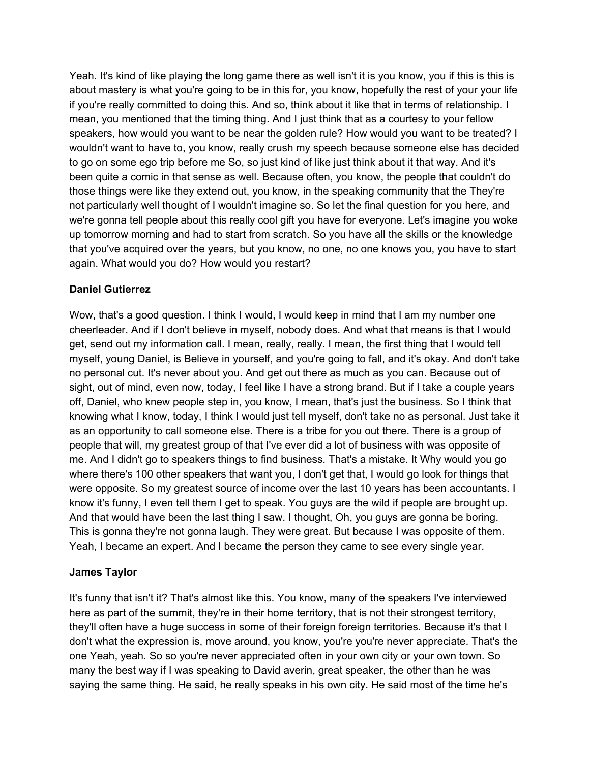Yeah. It's kind of like playing the long game there as well isn't it is you know, you if this is this is about mastery is what you're going to be in this for, you know, hopefully the rest of your your life if you're really committed to doing this. And so, think about it like that in terms of relationship. I mean, you mentioned that the timing thing. And I just think that as a courtesy to your fellow speakers, how would you want to be near the golden rule? How would you want to be treated? I wouldn't want to have to, you know, really crush my speech because someone else has decided to go on some ego trip before me So, so just kind of like just think about it that way. And it's been quite a comic in that sense as well. Because often, you know, the people that couldn't do those things were like they extend out, you know, in the speaking community that the They're not particularly well thought of I wouldn't imagine so. So let the final question for you here, and we're gonna tell people about this really cool gift you have for everyone. Let's imagine you woke up tomorrow morning and had to start from scratch. So you have all the skills or the knowledge that you've acquired over the years, but you know, no one, no one knows you, you have to start again. What would you do? How would you restart?

**Daniel Gutierrez**

Wow, that's a good question. I think I would, I would keep in mind that I am my number one cheerleader. And if I don't believe in myself, nobody does. And what that means is that I would get, send out my information call. I mean, really, really. I mean, the first thing that I would tell myself, young Daniel, is Believe in yourself, and you're going to fall, and it's okay. And don't take no personal cut. It's never about you. And get out there as much as you can. Because out of sight, out of mind, even now, today, I feel like I have a strong brand. But if I take a couple years off, Daniel, who knew people step in, you know, I mean, that's just the business. So I think that knowing what I know, today, I think I would just tell myself, don't take no as personal. Just take it as an opportunity to call someone else. There is a tribe for you out there. There is a group of people that will, my greatest group of that I've ever did a lot of business with was opposite of me. And I didn't go to speakers things to find business. That's a mistake. It Why would you go where there's 100 other speakers that want you, I don't get that, I would go look for things that were opposite. So my greatest source of income over the last 10 years has been accountants. I know it's funny, I even tell them I get to speak. You guys are the wild if people are brought up. And that would have been the last thing I saw. I thought, Oh, you guys are gonna be boring. This is gonna they're not gonna laugh. They were great. But because I was opposite of them. Yeah, I became an expert. And I became the person they came to see every single year.

**James Taylor**

It's funny that isn't it? That's almost like this. You know, many of the speakers I've interviewed here as part of the summit, they're in their home territory, that is not their strongest territory, they'll often have a huge success in some of their foreign foreign territories. Because it's that I don't what the expression is, move around, you know, you're you're never appreciate. That's the one Yeah, yeah. So so you're never appreciated often in your own city or your own town. So many the best way if I was speaking to David averin, great speaker, the other than he was saying the same thing. He said, he really speaks in his own city. He said most of the time he's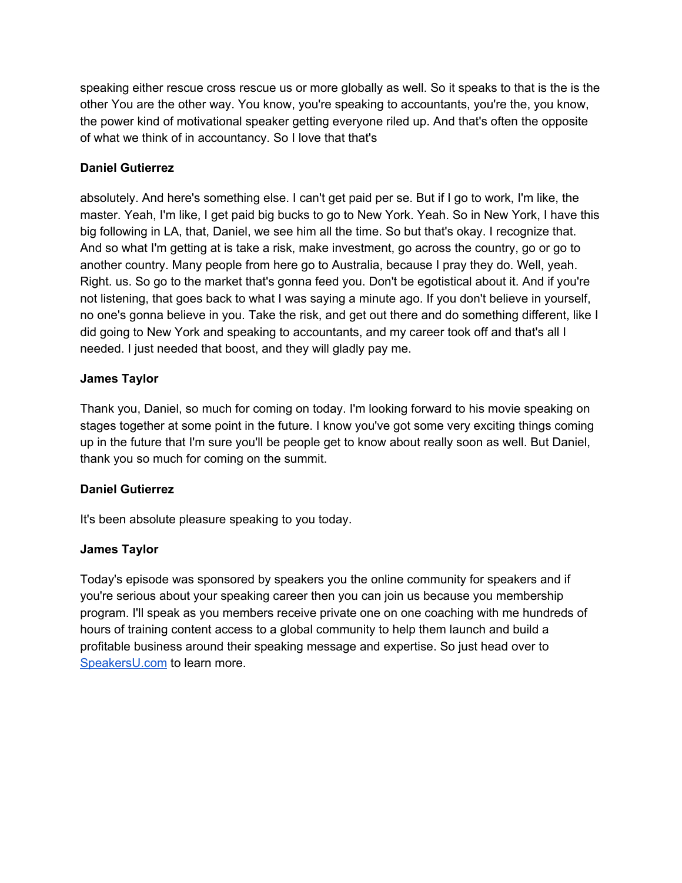speaking either rescue cross rescue us or more globally as well. So it speaks to that is the is the other You are the other way. You know, you're speaking to accountants, you're the, you know, the power kind of motivational speaker getting everyone riled up. And that's often the opposite of what we think of in accountancy. So I love that that's

**Daniel Gutierrez**

absolutely. And here's something else. I can't get paid per se. But if I go to work, I'm like, the master. Yeah, I'm like, I get paid big bucks to go to New York. Yeah. So in New York, I have this big following in LA, that, Daniel, we see him all the time. So but that's okay. I recognize that. And so what I'm getting at is take a risk, make investment, go across the country, go or go to another country. Many people from here go to Australia, because I pray they do. Well, yeah. Right. us. So go to the market that's gonna feed you. Don't be egotistical about it. And if you're not listening, that goes back to what I was saying a minute ago. If you don't believe in yourself, no one's gonna believe in you. Take the risk, and get out there and do something different, like I did going to New York and speaking to accountants, and my career took off and that's all I needed. I just needed that boost, and they will gladly pay me.

**James Taylor**

Thank you, Daniel, so much for coming on today. I'm looking forward to his movie speaking on stages together at some point in the future. I know you've got some very exciting things coming up in the future that I'm sure you'll be people get to know about really soon as well. But Daniel, thank you so much for coming on the summit.

**Daniel Gutierrez**

It's been absolute pleasure speaking to you today.

**James Taylor**

Today's episode was sponsored by speakers you the online community for speakers and if you're serious about your speaking career then you can join us because you membership program. I'll speak as you members receive private one on one coaching with me hundreds of hours of training content access to a global community to help them launch and build a profitable business around their speaking message and expertise. So just head over to [SpeakersU.com](http://SpeakersU.com) to learn more.